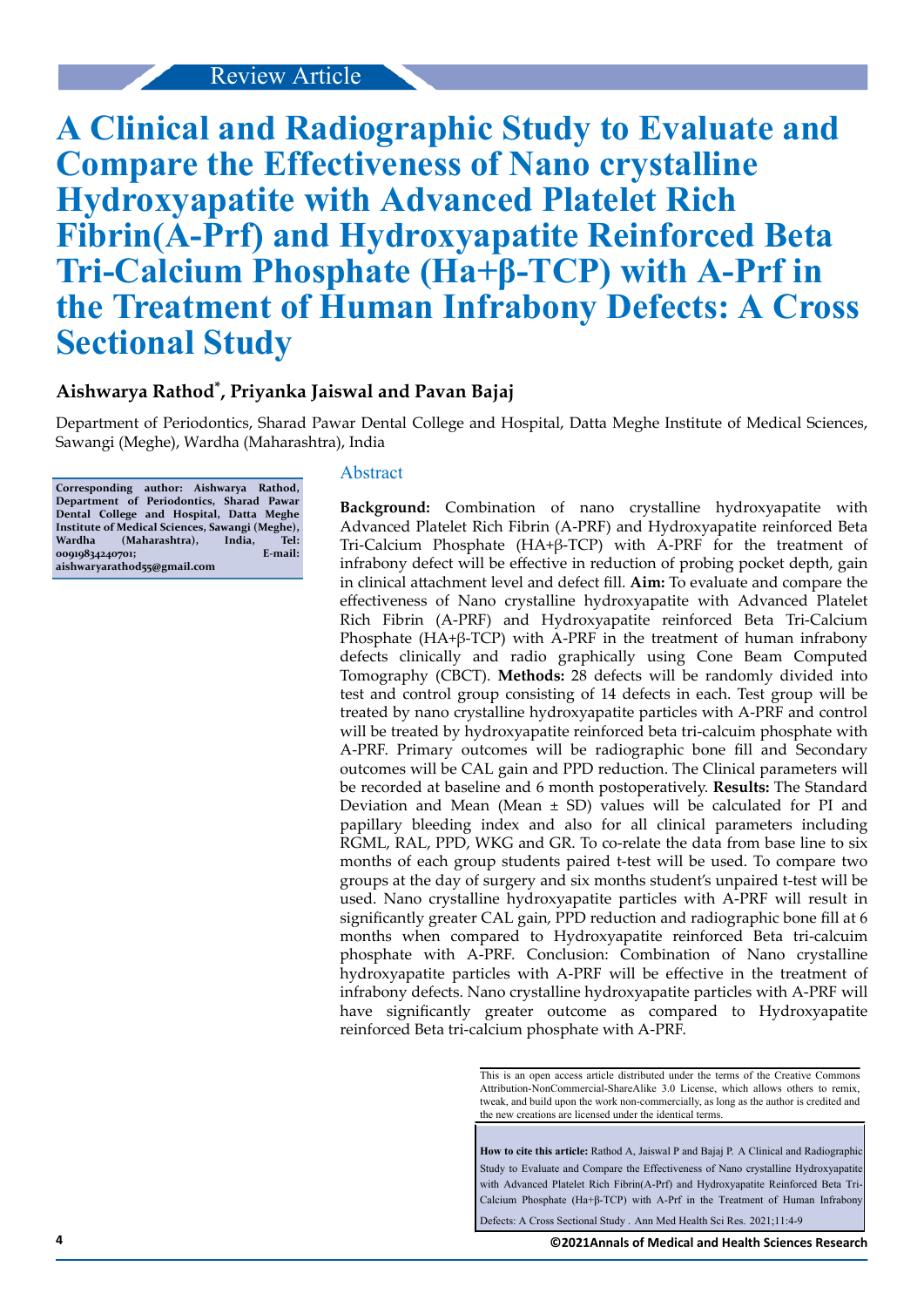Review Article

# A Clinical and Radiographic Study to Evaluate and Compare the Effectiveness of Nano crystalline Hydroxyapatite with Advanced Platelet Rich Fibrin(A-Prf) and Hydroxyapatite Reinforced Beta Tri-Calcium Phosphate (Ha+β-TCP) with A-Prf in the Treatment of Human Infrabony Defects: A Cross Sectional Study

**Aishwarya Rathod\*, Priyanka Jaiswal and Pavan Bajaj**

Department of Periodontics, Sharad Pawar Dental College and Hospital, Datta Meghe Institute of Medical Sciences, Sawangi (Meghe), Wardha (Maharashtra), India

**Corresponding author: Aishwarya Rathod, Department of Periodontics, Sharad Pawar Dental College and Hospital, Datta Meghe Institute of Medical Sciences, Sawangi (Meghe), Wardha (Maharashtra), India, Tel: 00919834240701; E-mail: aishwaryarathod55@gmail.com**

## Abstract

**Background:** Combination of nano crystalline hydroxyapatite with Advanced Platelet Rich Fibrin (A-PRF) and Hydroxyapatite reinforced Beta Tri-Calcium Phosphate (HA+β-TCP) with A-PRF for the treatment of infrabony defect will be effective in reduction of probing pocket depth, gain in clinical attachment level and defect fill. **Aim:** To evaluate and compare the effectiveness of Nano crystalline hydroxyapatite with Advanced Platelet Rich Fibrin (A-PRF) and Hydroxyapatite reinforced Beta Tri-Calcium Phosphate (HA+β-TCP) with A-PRF in the treatment of human infrabony defects clinically and radio graphically using Cone Beam Computed Tomography (CBCT). **Methods:** 28 defects will be randomly divided into test and control group consisting of 14 defects in each. Test group will be treated by nano crystalline hydroxyapatite particles with A-PRF and control will be treated by hydroxyapatite reinforced beta tri-calcuim phosphate with A-PRF. Primary outcomes will be radiographic bone fill and Secondary outcomes will be CAL gain and PPD reduction. The Clinical parameters will be recorded at baseline and 6 month postoperatively. **Results:** The Standard Deviation and Mean (Mean ± SD) values will be calculated for PI and papillary bleeding index and also for all clinical parameters including RGML, RAL, PPD, WKG and GR. To co-relate the data from base line to six months of each group students paired t-test will be used. To compare two groups at the day of surgery and six months student's unpaired t-test will be used. Nano crystalline hydroxyapatite particles with A-PRF will result in significantly greater CAL gain, PPD reduction and radiographic bone fill at 6 months when compared to Hydroxyapatite reinforced Beta tri-calcuim phosphate with A-PRF. Conclusion: Combination of Nano crystalline hydroxyapatite particles with A-PRF will be effective in the treatment of infrabony defects. Nano crystalline hydroxyapatite particles with A-PRF will have significantly greater outcome as compared to Hydroxyapatite reinforced Beta tri-calcium phosphate with A-PRF.

This is an open access article distributed under the terms of the Creative Commons Attribution-NonCommercial-ShareAlike 3.0 License, which allows others to remix, tweak, and build upon the work non-commercially, as long as the author is credited and the new creations are licensed under the identical terms.

**How to cite this article:** Rathod A, Jaiswal P and Bajaj P. A Clinical and Radiographic Study to Evaluate and Compare the Effectiveness of Nano crystalline Hydroxyapatite with Advanced Platelet Rich Fibrin(A-Prf) and Hydroxyapatite Reinforced Beta Tri-Calcium Phosphate (Ha+β-TCP) with A-Prf in the Treatment of Human Infrabony Defects: A Cross Sectional Study . Ann Med Health Sci Res. 2021;11:4-9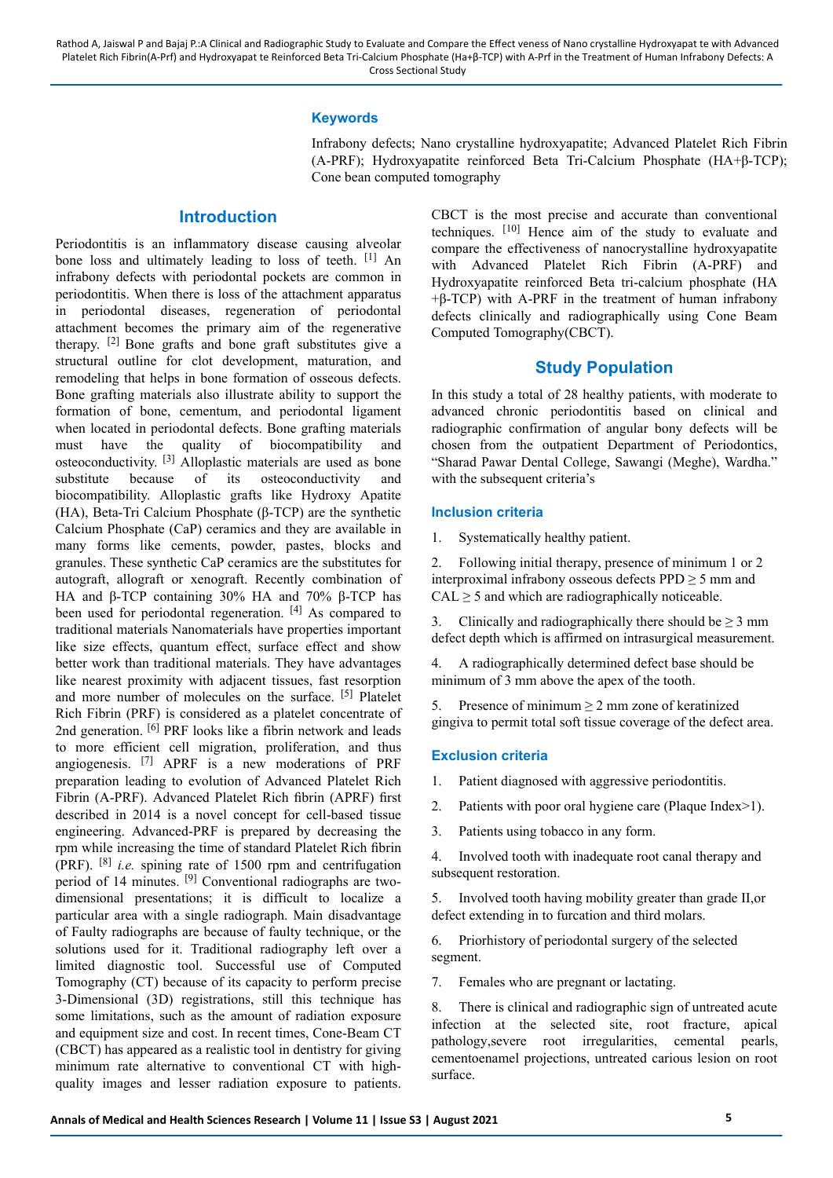## Keywords

Infrabony defects; Nano crystalline hydroxyapatite; Advanced Platelet Rich Fibrin (A-PRF); Hydroxyapatite reinforced Beta Tri-Calcium Phosphate (HA+β-TCP); Cone bean computed tomography

## Introduction

Periodontitis is an inflammatory disease causing alveolar bone loss and ultimately leading to loss of teeth. [1] An infrabony defects with periodontal pockets are common in periodontitis. When there is loss of the attachment apparatus in periodontal diseases, regeneration of periodontal attachment becomes the primary aim of the regenerative therapy. [2] Bone grafts and bone graft substitutes give a structural outline for clot development, maturation, and remodeling that helps in bone formation of osseous defects. Bone grafting materials also illustrate ability to support the formation of bone, cementum, and periodontal ligament when located in periodontal defects. Bone grafting materials must have the quality of biocompatibility and osteoconductivity. [3] Alloplastic materials are used as bone substitute because of its osteoconductivity and biocompatibility. Alloplastic grafts like Hydroxy Apatite (HA), Beta-Tri Calcium Phosphate (β-TCP) are the synthetic Calcium Phosphate (CaP) ceramics and they are available in many forms like cements, powder, pastes, blocks and granules. These synthetic CaP ceramics are the substitutes for autograft, allograft or xenograft. Recently combination of HA and β-TCP containing 30% HA and 70% β-TCP has been used for periodontal regeneration. [4] As compared to traditional materials Nanomaterials have properties important like size effects, quantum effect, surface effect and show better work than traditional materials. They have advantages like nearest proximity with adjacent tissues, fast resorption and more number of molecules on the surface. [5] Platelet Rich Fibrin (PRF) is considered as a platelet concentrate of 2nd generation. [6] PRF looks like a fibrin network and leads to more efficient cell migration, proliferation, and thus angiogenesis. [7] APRF is a new moderations of PRF preparation leading to evolution of Advanced Platelet Rich Fibrin (A-PRF). Advanced Platelet Rich fibrin (APRF) first described in 2014 is a novel concept for cell-based tissue engineering. Advanced-PRF is prepared by decreasing the rpm while increasing the time of standard Platelet Rich fibrin (PRF). [8] *i.e.* spining rate of 1500 rpm and centrifugation period of 14 minutes. [9] Conventional radiographs are two-dimensional presentations; it is difficult to localize a particular area with a single radiograph. Main disadvantage of Faulty radiographs are because of faulty technique, or the solutions used for it. Traditional radiography left over a limited diagnostic tool. Successful use of Computed Tomography (CT) because of its capacity to perform precise 3-Dimensional (3D) registrations, still this technique has some limitations, such as the amount of radiation exposure and equipment size and cost. In recent times, Cone-Beam CT (CBCT) has appeared as a realistic tool in dentistry for giving minimum rate alternative to conventional CT with high-quality images and lesser radiation exposure to patients. CBCT is the most precise and accurate than conventional techniques. [10] Hence aim of the study to evaluate and compare the effectiveness of nanocrystalline hydroxyapatite with Advanced Platelet Rich Fibrin (A-PRF) and Hydroxyapatite reinforced Beta tri-calcium phosphate (HA +β-TCP) with A-PRF in the treatment of human infrabony defects clinically and radiographically using Cone Beam Computed Tomography(CBCT).

## Study Population

In this study a total of 28 healthy patients, with moderate to advanced chronic periodontitis based on clinical and radiographic confirmation of angular bony defects will be chosen from the outpatient Department of Periodontics, “Sharad Pawar Dental College, Sawangi (Meghe), Wardha.” with the subsequent criteria’s

### Inclusion criteria

1. Systematically healthy patient.
2. Following initial therapy, presence of minimum 1 or 2 interproximal infrabony osseous defects PPD ≥ 5 mm and CAL ≥ 5 and which are radiographically noticeable.
3. Clinically and radiographically there should be ≥ 3 mm defect depth which is affirmed on intrasurgical measurement.
4. A radiographically determined defect base should be minimum of 3 mm above the apex of the tooth.
5. Presence of minimum ≥ 2 mm zone of keratinized gingiva to permit total soft tissue coverage of the defect area.

### Exclusion criteria

1. Patient diagnosed with aggressive periodontitis.
2. Patients with poor oral hygiene care (Plaque Index>1).
3. Patients using tobacco in any form.
4. Involved tooth with inadequate root canal therapy and subsequent restoration.
5. Involved tooth having mobility greater than grade II,or defect extending in to furcation and third molars.
6. Priorhistory of periodontal surgery of the selected segment.
7. Females who are pregnant or lactating.
8. There is clinical and radiographic sign of untreated acute infection at the selected site, root fracture, apical pathology,severe root irregularities, cemental pearls, cementoenamel projections, untreated carious lesion on root surface.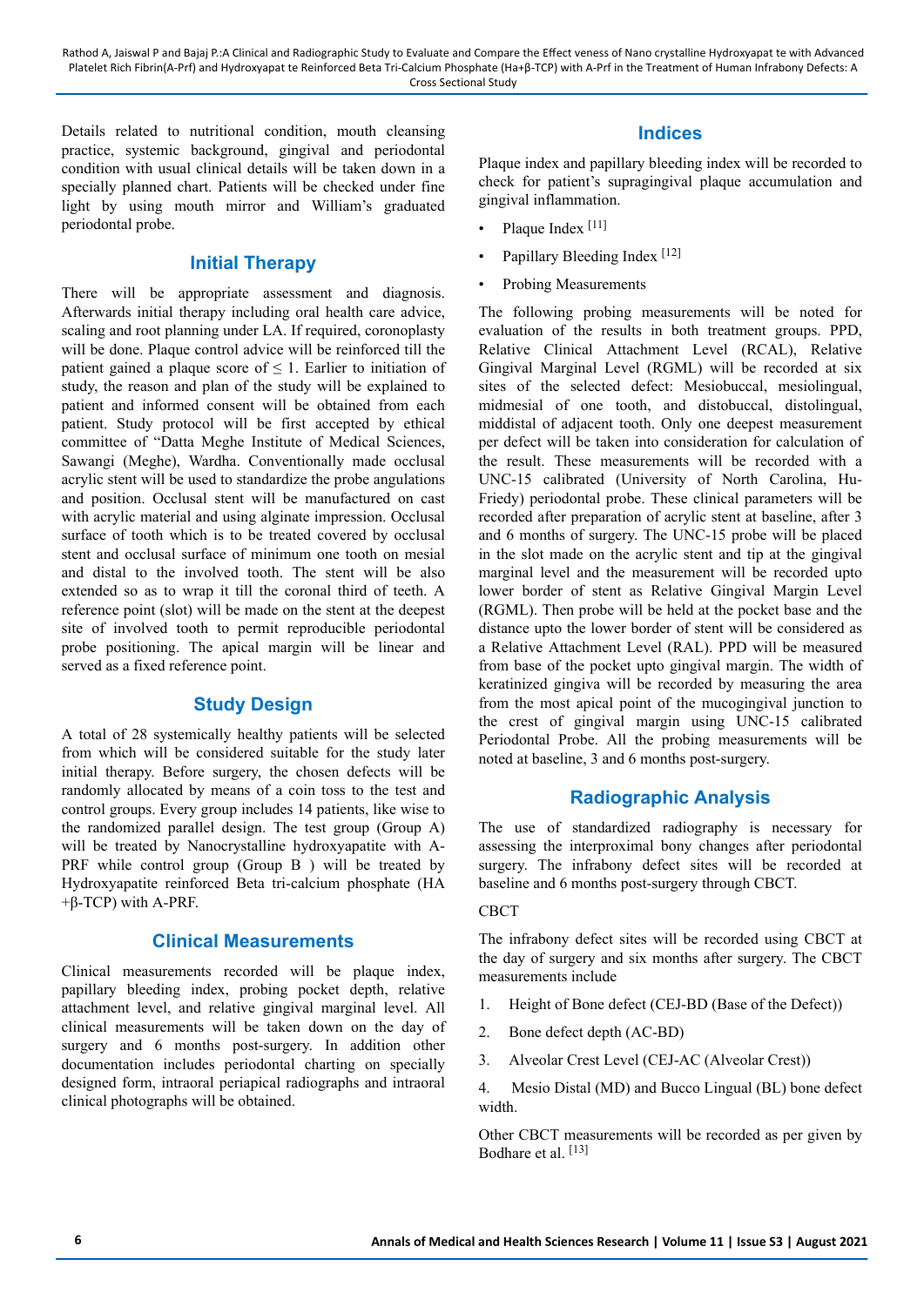Details related to nutritional condition, mouth cleansing practice, systemic background, gingival and periodontal condition with usual clinical details will be taken down in a specially planned chart. Patients will be checked under fine light by using mouth mirror and William's graduated periodontal probe.

## Initial Therapy

There will be appropriate assessment and diagnosis. Afterwards initial therapy including oral health care advice, scaling and root planning under LA. If required, coronoplasty will be done. Plaque control advice will be reinforced till the patient gained a plaque score of ≤ 1. Earlier to initiation of study, the reason and plan of the study will be explained to patient and informed consent will be obtained from each patient. Study protocol will be first accepted by ethical committee of "Datta Meghe Institute of Medical Sciences, Sawangi (Meghe), Wardha. Conventionally made occlusal acrylic stent will be used to standardize the probe angulations and position. Occlusal stent will be manufactured on cast with acrylic material and using alginate impression. Occlusal surface of tooth which is to be treated covered by occlusal stent and occlusal surface of minimum one tooth on mesial and distal to the involved tooth. The stent will be also extended so as to wrap it till the coronal third of teeth. A reference point (slot) will be made on the stent at the deepest site of involved tooth to permit reproducible periodontal probe positioning. The apical margin will be linear and served as a fixed reference point.

## Study Design

A total of 28 systemically healthy patients will be selected from which will be considered suitable for the study later initial therapy. Before surgery, the chosen defects will be randomly allocated by means of a coin toss to the test and control groups. Every group includes 14 patients, like wise to the randomized parallel design. The test group (Group A) will be treated by Nanocrystalline hydroxyapatite with A-PRF while control group (Group B ) will be treated by Hydroxyapatite reinforced Beta tri-calcium phosphate (HA +β-TCP) with A-PRF.

## Clinical Measurements

Clinical measurements recorded will be plaque index, papillary bleeding index, probing pocket depth, relative attachment level, and relative gingival marginal level. All clinical measurements will be taken down on the day of surgery and 6 months post-surgery. In addition other documentation includes periodontal charting on specially designed form, intraoral periapical radiographs and intraoral clinical photographs will be obtained.

## Indices

Plaque index and papillary bleeding index will be recorded to check for patient's supragingival plaque accumulation and gingival inflammation.

- Plaque Index [11]
- Papillary Bleeding Index [12]
- Probing Measurements

The following probing measurements will be noted for evaluation of the results in both treatment groups. PPD, Relative Clinical Attachment Level (RCAL), Relative Gingival Marginal Level (RGML) will be recorded at six sites of the selected defect: Mesiobuccal, mesiolingual, midmesial of one tooth, and distobuccal, distolingual, middistal of adjacent tooth. Only one deepest measurement per defect will be taken into consideration for calculation of the result. These measurements will be recorded with a UNC-15 calibrated (University of North Carolina, Hu-Friedy) periodontal probe. These clinical parameters will be recorded after preparation of acrylic stent at baseline, after 3 and 6 months of surgery. The UNC-15 probe will be placed in the slot made on the acrylic stent and tip at the gingival marginal level and the measurement will be recorded upto lower border of stent as Relative Gingival Margin Level (RGML). Then probe will be held at the pocket base and the distance upto the lower border of stent will be considered as a Relative Attachment Level (RAL). PPD will be measured from base of the pocket upto gingival margin. The width of keratinized gingiva will be recorded by measuring the area from the most apical point of the mucogingival junction to the crest of gingival margin using UNC-15 calibrated Periodontal Probe. All the probing measurements will be noted at baseline, 3 and 6 months post-surgery.

## Radiographic Analysis

The use of standardized radiography is necessary for assessing the interproximal bony changes after periodontal surgery. The infrabony defect sites will be recorded at baseline and 6 months post-surgery through CBCT.

CBCT

The infrabony defect sites will be recorded using CBCT at the day of surgery and six months after surgery. The CBCT measurements include

1. Height of Bone defect (CEJ-BD (Base of the Defect))
2. Bone defect depth (AC-BD)
3. Alveolar Crest Level (CEJ-AC (Alveolar Crest))
4. Mesio Distal (MD) and Bucco Lingual (BL) bone defect width.

Other CBCT measurements will be recorded as per given by Bodhare et al. [13]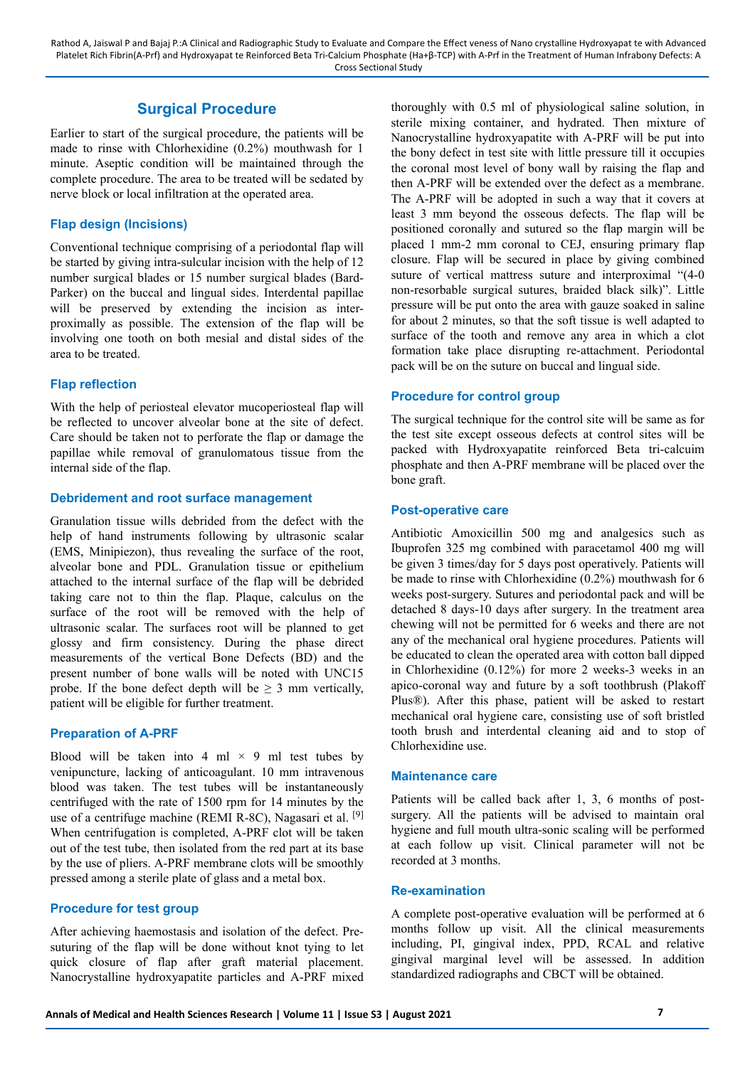## Surgical Procedure

Earlier to start of the surgical procedure, the patients will be made to rinse with Chlorhexidine (0.2%) mouthwash for 1 minute. Aseptic condition will be maintained through the complete procedure. The area to be treated will be sedated by nerve block or local infiltration at the operated area.

### Flap design (Incisions)

Conventional technique comprising of a periodontal flap will be started by giving intra-sulcular incision with the help of 12 number surgical blades or 15 number surgical blades (Bard-Parker) on the buccal and lingual sides. Interdental papillae will be preserved by extending the incision as inter-proximally as possible. The extension of the flap will be involving one tooth on both mesial and distal sides of the area to be treated.

### Flap reflection

With the help of periosteal elevator mucoperiosteal flap will be reflected to uncover alveolar bone at the site of defect. Care should be taken not to perforate the flap or damage the papillae while removal of granulomatous tissue from the internal side of the flap.

### Debridement and root surface management

Granulation tissue wills debrided from the defect with the help of hand instruments following by ultrasonic scalar (EMS, Minipiezon), thus revealing the surface of the root, alveolar bone and PDL. Granulation tissue or epithelium attached to the internal surface of the flap will be debrided taking care not to thin the flap. Plaque, calculus on the surface of the root will be removed with the help of ultrasonic scalar. The surfaces root will be planned to get glossy and firm consistency. During the phase direct measurements of the vertical Bone Defects (BD) and the present number of bone walls will be noted with UNC15 probe. If the bone defect depth will be ≥ 3 mm vertically, patient will be eligible for further treatment.

### Preparation of A-PRF

Blood will be taken into 4 ml × 9 ml test tubes by venipuncture, lacking of anticoagulant. 10 mm intravenous blood was taken. The test tubes will be instantaneously centrifuged with the rate of 1500 rpm for 14 minutes by the use of a centrifuge machine (REMI R-8C), Nagasari et al. [9] When centrifugation is completed, A-PRF clot will be taken out of the test tube, then isolated from the red part at its base by the use of pliers. A-PRF membrane clots will be smoothly pressed among a sterile plate of glass and a metal box.

### Procedure for test group

After achieving haemostasis and isolation of the defect. Pre-suturing of the flap will be done without knot tying to let quick closure of flap after graft material placement. Nanocrystalline hydroxyapatite particles and A-PRF mixed thoroughly with 0.5 ml of physiological saline solution, in sterile mixing container, and hydrated. Then mixture of Nanocrystalline hydroxyapatite with A-PRF will be put into the bony defect in test site with little pressure till it occupies the coronal most level of bony wall by raising the flap and then A-PRF will be extended over the defect as a membrane. The A-PRF will be adopted in such a way that it covers at least 3 mm beyond the osseous defects. The flap will be positioned coronally and sutured so the flap margin will be placed 1 mm-2 mm coronal to CEJ, ensuring primary flap closure. Flap will be secured in place by giving combined suture of vertical mattress suture and interproximal "(4-0 non-resorbable surgical sutures, braided black silk)". Little pressure will be put onto the area with gauze soaked in saline for about 2 minutes, so that the soft tissue is well adapted to surface of the tooth and remove any area in which a clot formation take place disrupting re-attachment. Periodontal pack will be on the suture on buccal and lingual side.

### Procedure for control group

The surgical technique for the control site will be same as for the test site except osseous defects at control sites will be packed with Hydroxyapatite reinforced Beta tri-calcium phosphate and then A-PRF membrane will be placed over the bone graft.

### Post-operative care

Antibiotic Amoxicillin 500 mg and analgesics such as Ibuprofen 325 mg combined with paracetamol 400 mg will be given 3 times/day for 5 days post operatively. Patients will be made to rinse with Chlorhexidine (0.2%) mouthwash for 6 weeks post-surgery. Sutures and periodontal pack and will be detached 8 days-10 days after surgery. In the treatment area chewing will not be permitted for 6 weeks and there are not any of the mechanical oral hygiene procedures. Patients will be educated to clean the operated area with cotton ball dipped in Chlorhexidine (0.12%) for more 2 weeks-3 weeks in an apico-coronal way and future by a soft toothbrush (Plakoff Plus®). After this phase, patient will be asked to restart mechanical oral hygiene care, consisting use of soft bristled tooth brush and interdental cleaning aid and to stop of Chlorhexidine use.

### Maintenance care

Patients will be called back after 1, 3, 6 months of post-surgery. All the patients will be advised to maintain oral hygiene and full mouth ultra-sonic scaling will be performed at each follow up visit. Clinical parameter will not be recorded at 3 months.

### Re-examination

A complete post-operative evaluation will be performed at 6 months follow up visit. All the clinical measurements including, PI, gingival index, PPD, RCAL and relative gingival marginal level will be assessed. In addition standardized radiographs and CBCT will be obtained.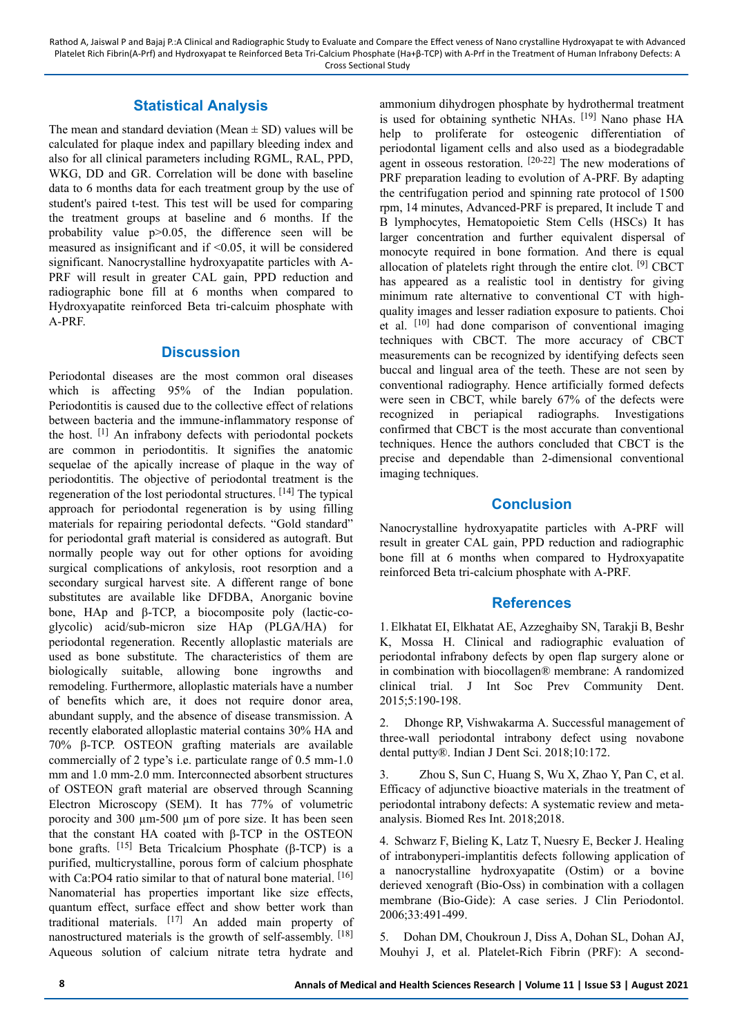## Statistical Analysis

The mean and standard deviation (Mean ± SD) values will be calculated for plaque index and papillary bleeding index and also for all clinical parameters including RGML, RAL, PPD, WKG, DD and GR. Correlation will be done with baseline data to 6 months data for each treatment group by the use of student's paired t-test. This test will be used for comparing the treatment groups at baseline and 6 months. If the probability value p>0.05, the difference seen will be measured as insignificant and if <0.05, it will be considered significant. Nanocrystalline hydroxyapatite particles with A-PRF will result in greater CAL gain, PPD reduction and radiographic bone fill at 6 months when compared to Hydroxyapatite reinforced Beta tri-calcuim phosphate with A-PRF.

## Discussion

Periodontal diseases are the most common oral diseases which is affecting 95% of the Indian population. Periodontitis is caused due to the collective effect of relations between bacteria and the immune-inflammatory response of the host. [1] An infrabony defects with periodontal pockets are common in periodontitis. It signifies the anatomic sequelae of the apically increase of plaque in the way of periodontitis. The objective of periodontal treatment is the regeneration of the lost periodontal structures. [14] The typical approach for periodontal regeneration is by using filling materials for repairing periodontal defects. "Gold standard" for periodontal graft material is considered as autograft. But normally people way out for other options for avoiding surgical complications of ankylosis, root resorption and a secondary surgical harvest site. A different range of bone substitutes are available like DFDBA, Anorganic bovine bone, HAp and β-TCP, a biocomposite poly (lactic-co-glycolic) acid/sub-micron size HAp (PLGA/HA) for periodontal regeneration. Recently alloplastic materials are used as bone substitute. The characteristics of them are biologically suitable, allowing bone ingrowths and remodeling. Furthermore, alloplastic materials have a number of benefits which are, it does not require donor area, abundant supply, and the absence of disease transmission. A recently elaborated alloplastic material contains 30% HA and 70% β-TCP. OSTEON grafting materials are available commercially of 2 type's i.e. particulate range of 0.5 mm-1.0 mm and 1.0 mm-2.0 mm. Interconnected absorbent structures of OSTEON graft material are observed through Scanning Electron Microscopy (SEM). It has 77% of volumetric porocity and 300 µm-500 µm of pore size. It has been seen that the constant HA coated with β-TCP in the OSTEON bone grafts. [15] Beta Tricalcium Phosphate (β-TCP) is a purified, multicrystalline, porous form of calcium phosphate with Ca:PO4 ratio similar to that of natural bone material. [16] Nanomaterial has properties important like size effects, quantum effect, surface effect and show better work than traditional materials. [17] An added main property of nanostructured materials is the growth of self-assembly. [18] Aqueous solution of calcium nitrate tetra hydrate and ammonium dihydrogen phosphate by hydrothermal treatment is used for obtaining synthetic NHAs. [19] Nano phase HA help to proliferate for osteogenic differentiation of periodontal ligament cells and also used as a biodegradable agent in osseous restoration. [20-22] The new moderations of PRF preparation leading to evolution of A-PRF. By adapting the centrifugation period and spinning rate protocol of 1500 rpm, 14 minutes, Advanced-PRF is prepared, It include T and B lymphocytes, Hematopoietic Stem Cells (HSCs) It has larger concentration and further equivalent dispersal of monocyte required in bone formation. And there is equal allocation of platelets right through the entire clot. [9] CBCT has appeared as a realistic tool in dentistry for giving minimum rate alternative to conventional CT with high-quality images and lesser radiation exposure to patients. Choi et al. [10] had done comparison of conventional imaging techniques with CBCT. The more accuracy of CBCT measurements can be recognized by identifying defects seen buccal and lingual area of the teeth. These are not seen by conventional radiography. Hence artificially formed defects were seen in CBCT, while barely 67% of the defects were recognized in periapical radiographs. Investigations confirmed that CBCT is the most accurate than conventional techniques. Hence the authors concluded that CBCT is the precise and dependable than 2-dimensional conventional imaging techniques.

## Conclusion

Nanocrystalline hydroxyapatite particles with A-PRF will result in greater CAL gain, PPD reduction and radiographic bone fill at 6 months when compared to Hydroxyapatite reinforced Beta tri-calcium phosphate with A-PRF.

## References

1. Elkhatat EI, Elkhatat AE, Azzeghaiby SN, Tarakji B, Beshr K, Mossa H. Clinical and radiographic evaluation of periodontal infrabony defects by open flap surgery alone or in combination with biocollagen® membrane: A randomized clinical trial. J Int Soc Prev Community Dent. 2015;5:190-198.

2. Dhonge RP, Vishwakarma A. Successful management of three-wall periodontal intrabony defect using novabone dental putty®. Indian J Dent Sci. 2018;10:172.

3. Zhou S, Sun C, Huang S, Wu X, Zhao Y, Pan C, et al. Efficacy of adjunctive bioactive materials in the treatment of periodontal intrabony defects: A systematic review and meta-analysis. Biomed Res Int. 2018;2018.

4. Schwarz F, Bieling K, Latz T, Nuesry E, Becker J. Healing of intrabonyperi-implantitis defects following application of a nanocrystalline hydroxyapatite (Ostim) or a bovine derieved xenograft (Bio-Oss) in combination with a collagen membrane (Bio-Gide): A case series. J Clin Periodontol. 2006;33:491-499.

5. Dohan DM, Choukroun J, Diss A, Dohan SL, Dohan AJ, Mouhyi J, et al. Platelet-Rich Fibrin (PRF): A second-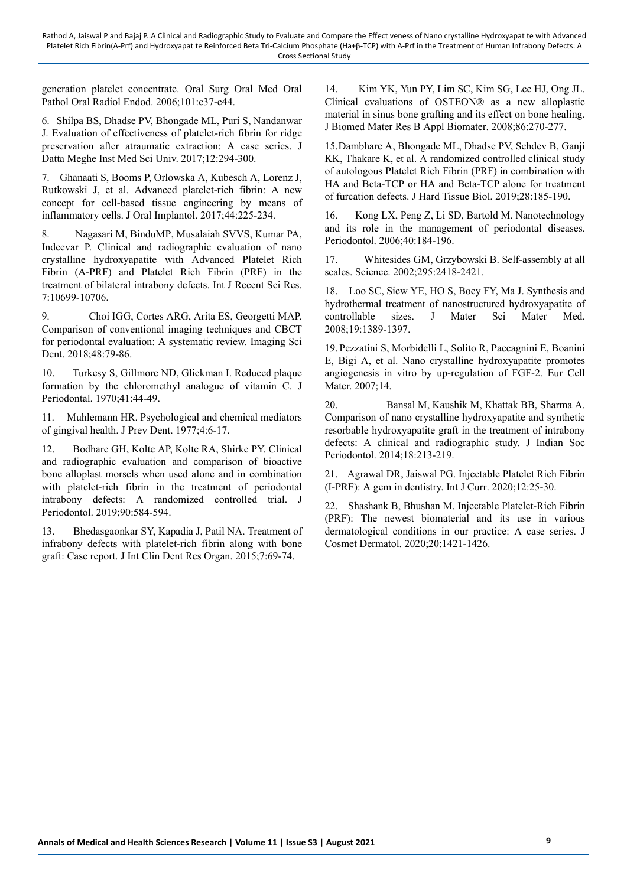generation platelet concentrate. Oral Surg Oral Med Oral Pathol Oral Radiol Endod. 2006;101:e37-e44.

6. Shilpa BS, Dhadse PV, Bhongade ML, Puri S, Nandanwar J. Evaluation of effectiveness of platelet-rich fibrin for ridge preservation after atraumatic extraction: A case series. J Datta Meghe Inst Med Sci Univ. 2017;12:294-300.

7. Ghanaati S, Booms P, Orlowska A, Kubesch A, Lorenz J, Rutkowski J, et al. Advanced platelet-rich fibrin: A new concept for cell-based tissue engineering by means of inflammatory cells. J Oral Implantol. 2017;44:225-234.

8. Nagasari M, BinduMP, Musalaiah SVVS, Kumar PA, Indeevar P. Clinical and radiographic evaluation of nano crystalline hydroxyapatite with Advanced Platelet Rich Fibrin (A-PRF) and Platelet Rich Fibrin (PRF) in the treatment of bilateral intrabony defects. Int J Recent Sci Res. 7:10699-10706.

9. Choi IGG, Cortes ARG, Arita ES, Georgetti MAP. Comparison of conventional imaging techniques and CBCT for periodontal evaluation: A systematic review. Imaging Sci Dent. 2018;48:79-86.

10. Turkesy S, Gillmore ND, Glickman I. Reduced plaque formation by the chloromethyl analogue of vitamin C. J Periodontal. 1970;41:44-49.

11. Muhlemann HR. Psychological and chemical mediators of gingival health. J Prev Dent. 1977;4:6-17.

12. Bodhare GH, Kolte AP, Kolte RA, Shirke PY. Clinical and radiographic evaluation and comparison of bioactive bone alloplast morsels when used alone and in combination with platelet-rich fibrin in the treatment of periodontal intrabony defects: A randomized controlled trial. J Periodontol. 2019;90:584-594.

13. Bhedasgaonkar SY, Kapadia J, Patil NA. Treatment of infrabony defects with platelet-rich fibrin along with bone graft: Case report. J Int Clin Dent Res Organ. 2015;7:69-74.

14. Kim YK, Yun PY, Lim SC, Kim SG, Lee HJ, Ong JL. Clinical evaluations of OSTEON® as a new alloplastic material in sinus bone grafting and its effect on bone healing. J Biomed Mater Res B Appl Biomater. 2008;86:270-277.

15. Dambhare A, Bhongade ML, Dhadse PV, Sehdev B, Ganji KK, Thakare K, et al. A randomized controlled clinical study of autologous Platelet Rich Fibrin (PRF) in combination with HA and Beta-TCP or HA and Beta-TCP alone for treatment of furcation defects. J Hard Tissue Biol. 2019;28:185-190.

16. Kong LX, Peng Z, Li SD, Bartold M. Nanotechnology and its role in the management of periodontal diseases. Periodontol. 2006;40:184-196.

17. Whitesides GM, Grzybowski B. Self-assembly at all scales. Science. 2002;295:2418-2421.

18. Loo SC, Siew YE, HO S, Boey FY, Ma J. Synthesis and hydrothermal treatment of nanostructured hydroxyapatite of controllable sizes. J Mater Sci Mater Med. 2008;19:1389-1397.

19. Pezzatini S, Morbidelli L, Solito R, Paccagnini E, Boanini E, Bigi A, et al. Nano crystalline hydroxyapatite promotes angiogenesis in vitro by up-regulation of FGF-2. Eur Cell Mater. 2007;14.

20. Bansal M, Kaushik M, Khattak BB, Sharma A. Comparison of nano crystalline hydroxyapatite and synthetic resorbable hydroxyapatite graft in the treatment of intrabony defects: A clinical and radiographic study. J Indian Soc Periodontol. 2014;18:213-219.

21. Agrawal DR, Jaiswal PG. Injectable Platelet Rich Fibrin (I-PRF): A gem in dentistry. Int J Curr. 2020;12:25-30.

22. Shashank B, Bhushan M. Injectable Platelet-Rich Fibrin (PRF): The newest biomaterial and its use in various dermatological conditions in our practice: A case series. J Cosmet Dermatol. 2020;20:1421-1426.